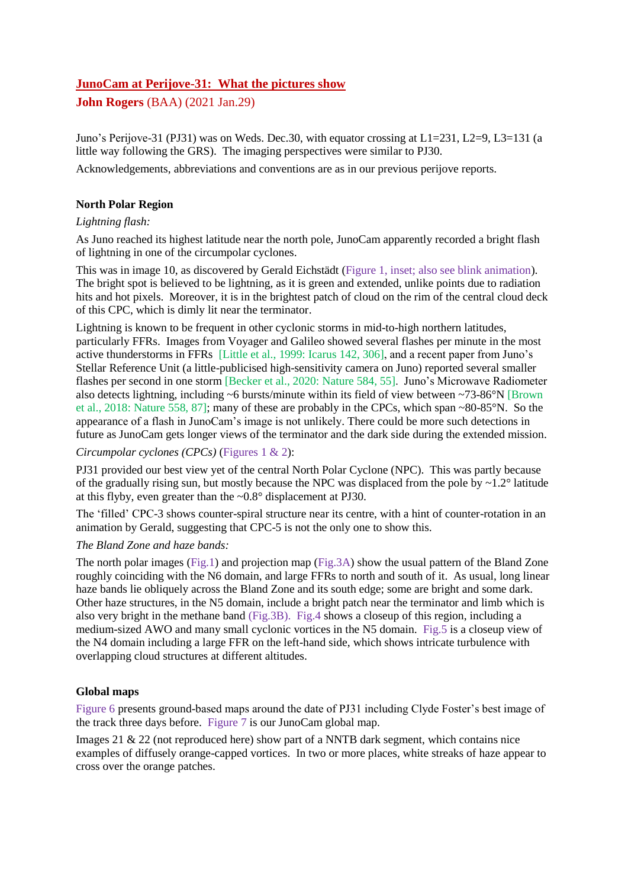# JunoCam at Perijove-31: What the pictures show

**John Rogers** (BAA) (2021 Jan.29)

Juno's Perijove-31 (PJ31) was on Weds. Dec.30, with equator crossing at L1=231, L2=9, L3=131 (a little way following the GRS). The imaging perspectives were similar to PJ30.

Acknowledgements, abbreviations and conventions are as in our previous perijove reports.

## North Polar Region

*Lightning flash:*

As Juno reached its highest latitude near the north pole, JunoCam apparently recorded a bright flash of lightning in one of the circumpolar cyclones.

This was in image 10, as discovered by Gerald Eichstädt (Figure 1, inset; also see blink animation). The bright spot is believed to be lightning, as it is green and extended, unlike points due to radiation hits and hot pixels. Moreover, it is in the brightest patch of cloud on the rim of the central cloud deck of this CPC, which is dimly lit near the terminator.

Lightning is known to be frequent in other cyclonic storms in mid-to-high northern latitudes, particularly FFRs. Images from Voyager and Galileo showed several flashes per minute in the most active thunderstorms in FFRs [Little et al., 1999: Icarus 142, 306], and a recent paper from Juno's Stellar Reference Unit (a little-publicised high-sensitivity camera on Juno) reported several smaller flashes per second in one storm [Becker et al., 2020: Nature 584, 55]. Juno's Microwave Radiometer also detects lightning, including ~6 bursts/minute within its field of view between ~73-86°N [Brown et al., 2018: Nature 558, 87]; many of these are probably in the CPCs, which span ~80-85°N. So the appearance of a flash in JunoCam's image is not unlikely. There could be more such detections in future as JunoCam gets longer views of the terminator and the dark side during the extended mission.

*Circumpolar cyclones (CPCs)* (Figures 1 & 2):

PJ31 provided our best view yet of the central North Polar Cyclone (NPC). This was partly because of the gradually rising sun, but mostly because the NPC was displaced from the pole by ~1.2° latitude at this flyby, even greater than the ~0.8° displacement at PJ30.

The 'filled' CPC-3 shows counter-spiral structure near its centre, with a hint of counter-rotation in an animation by Gerald, suggesting that CPC-5 is not the only one to show this.

*The Bland Zone and haze bands:*

The north polar images (Fig.1) and projection map (Fig.3A) show the usual pattern of the Bland Zone roughly coinciding with the N6 domain, and large FFRs to north and south of it. As usual, long linear haze bands lie obliquely across the Bland Zone and its south edge; some are bright and some dark. Other haze structures, in the N5 domain, include a bright patch near the terminator and limb which is also very bright in the methane band (Fig.3B). Fig.4 shows a closeup of this region, including a medium-sized AWO and many small cyclonic vortices in the N5 domain. Fig.5 is a closeup view of the N4 domain including a large FFR on the left-hand side, which shows intricate turbulence with overlapping cloud structures at different altitudes.

## Global maps

Figure 6 presents ground-based maps around the date of PJ31 including Clyde Foster's best image of the track three days before. Figure 7 is our JunoCam global map.

Images 21 & 22 (not reproduced here) show part of a NNTB dark segment, which contains nice examples of diffusely orange-capped vortices. In two or more places, white streaks of haze appear to cross over the orange patches.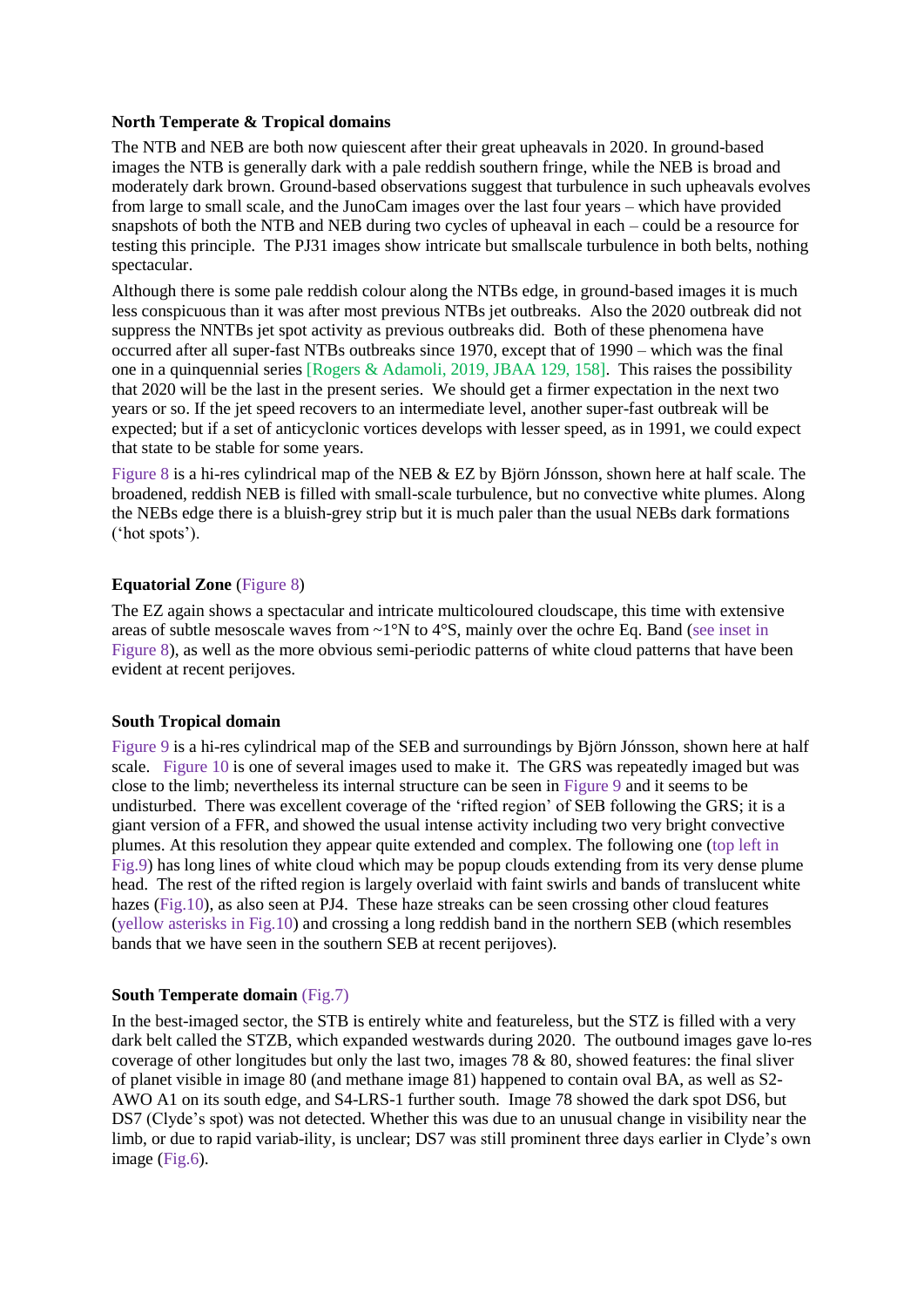**North Temperate & Tropical domains**

The NTB and NEB are both now quiescent after their great upheavals in 2020. In ground-based images the NTB is generally dark with a pale reddish southern fringe, while the NEB is broad and moderately dark brown. Ground-based observations suggest that turbulence in such upheavals evolves from large to small scale, and the JunoCam images over the last four years – which have provided snapshots of both the NTB and NEB during two cycles of upheaval in each – could be a resource for testing this principle. The PJ31 images show intricate but smallscale turbulence in both belts, nothing spectacular.

Although there is some pale reddish colour along the NTBs edge, in ground-based images it is much less conspicuous than it was after most previous NTBs jet outbreaks. Also the 2020 outbreak did not suppress the NNTBs jet spot activity as previous outbreaks did. Both of these phenomena have occurred after all super-fast NTBs outbreaks since 1970, except that of 1990 – which was the final one in a quinquennial series [Rogers & Adamoli, 2019, JBAA 129, 158]. This raises the possibility that 2020 will be the last in the present series. We should get a firmer expectation in the next two years or so. If the jet speed recovers to an intermediate level, another super-fast outbreak will be expected; but if a set of anticyclonic vortices develops with lesser speed, as in 1991, we could expect that state to be stable for some years.

Figure 8 is a hi-res cylindrical map of the NEB & EZ by Björn Jónsson, shown here at half scale. The broadened, reddish NEB is filled with small-scale turbulence, but no convective white plumes. Along the NEBs edge there is a bluish-grey strip but it is much paler than the usual NEBs dark formations ('hot spots').

**Equatorial Zone** (Figure 8)

The EZ again shows a spectacular and intricate multicoloured cloudscape, this time with extensive areas of subtle mesoscale waves from ~1°N to 4°S, mainly over the ochre Eq. Band (see inset in Figure 8), as well as the more obvious semi-periodic patterns of white cloud patterns that have been evident at recent perijoves.

**South Tropical domain**

Figure 9 is a hi-res cylindrical map of the SEB and surroundings by Björn Jónsson, shown here at half scale. Figure 10 is one of several images used to make it. The GRS was repeatedly imaged but was close to the limb; nevertheless its internal structure can be seen in Figure 9 and it seems to be undisturbed. There was excellent coverage of the 'rifted region' of SEB following the GRS; it is a giant version of a FFR, and showed the usual intense activity including two very bright convective plumes. At this resolution they appear quite extended and complex. The following one (top left in Fig.9) has long lines of white cloud which may be popup clouds extending from its very dense plume head. The rest of the rifted region is largely overlaid with faint swirls and bands of translucent white hazes (Fig.10), as also seen at PJ4. These haze streaks can be seen crossing other cloud features (yellow asterisks in Fig.10) and crossing a long reddish band in the northern SEB (which resembles bands that we have seen in the southern SEB at recent perijoves).

**South Temperate domain** (Fig.7)

In the best-imaged sector, the STB is entirely white and featureless, but the STZ is filled with a very dark belt called the STZB, which expanded westwards during 2020. The outbound images gave lo-res coverage of other longitudes but only the last two, images 78 & 80, showed features: the final sliver of planet visible in image 80 (and methane image 81) happened to contain oval BA, as well as S2-AWO A1 on its south edge, and S4-LRS-1 further south. Image 78 showed the dark spot DS6, but DS7 (Clyde's spot) was not detected. Whether this was due to an unusual change in visibility near the limb, or due to rapid variab-ility, is unclear; DS7 was still prominent three days earlier in Clyde's own image (Fig.6).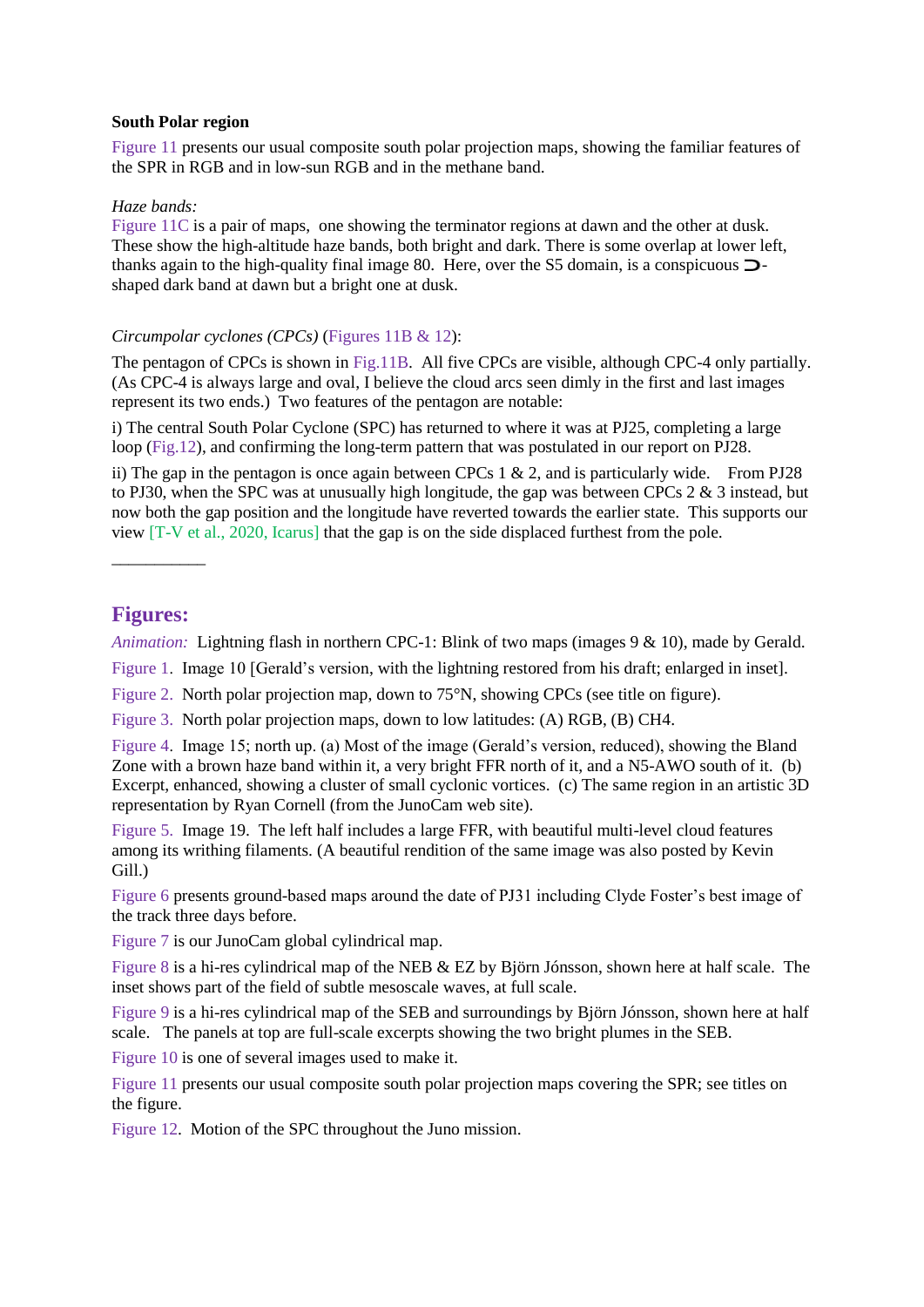**South Polar region**

Figure 11 presents our usual composite south polar projection maps, showing the familiar features of the SPR in RGB and in low-sun RGB and in the methane band.

*Haze bands:*

Figure 11C is a pair of maps, one showing the terminator regions at dawn and the other at dusk. These show the high-altitude haze bands, both bright and dark. There is some overlap at lower left, thanks again to the high-quality final image 80. Here, over the S5 domain, is a conspicuous ⊃-shaped dark band at dawn but a bright one at dusk.

*Circumpolar cyclones (CPCs)* (Figures 11B & 12):

The pentagon of CPCs is shown in Fig.11B. All five CPCs are visible, although CPC-4 only partially. (As CPC-4 is always large and oval, I believe the cloud arcs seen dimly in the first and last images represent its two ends.) Two features of the pentagon are notable:

i) The central South Polar Cyclone (SPC) has returned to where it was at PJ25, completing a large loop (Fig.12), and confirming the long-term pattern that was postulated in our report on PJ28.

ii) The gap in the pentagon is once again between CPCs 1 & 2, and is particularly wide. From PJ28 to PJ30, when the SPC was at unusually high longitude, the gap was between CPCs 2 & 3 instead, but now both the gap position and the longitude have reverted towards the earlier state. This supports our view [T-V et al., 2020, Icarus] that the gap is on the side displaced furthest from the pole.

___________

## Figures:

*Animation:* Lightning flash in northern CPC-1: Blink of two maps (images 9 & 10), made by Gerald.

Figure 1. Image 10 [Gerald's version, with the lightning restored from his draft; enlarged in inset].

Figure 2. North polar projection map, down to 75°N, showing CPCs (see title on figure).

Figure 3. North polar projection maps, down to low latitudes: (A) RGB, (B) CH4.

Figure 4. Image 15; north up. (a) Most of the image (Gerald's version, reduced), showing the Bland Zone with a brown haze band within it, a very bright FFR north of it, and a N5-AWO south of it. (b) Excerpt, enhanced, showing a cluster of small cyclonic vortices. (c) The same region in an artistic 3D representation by Ryan Cornell (from the JunoCam web site).

Figure 5. Image 19. The left half includes a large FFR, with beautiful multi-level cloud features among its writhing filaments. (A beautiful rendition of the same image was also posted by Kevin Gill.)

Figure 6 presents ground-based maps around the date of PJ31 including Clyde Foster's best image of the track three days before.

Figure 7 is our JunoCam global cylindrical map.

Figure 8 is a hi-res cylindrical map of the NEB & EZ by Björn Jónsson, shown here at half scale. The inset shows part of the field of subtle mesoscale waves, at full scale.

Figure 9 is a hi-res cylindrical map of the SEB and surroundings by Björn Jónsson, shown here at half scale. The panels at top are full-scale excerpts showing the two bright plumes in the SEB.

Figure 10 is one of several images used to make it.

Figure 11 presents our usual composite south polar projection maps covering the SPR; see titles on the figure.

Figure 12. Motion of the SPC throughout the Juno mission.